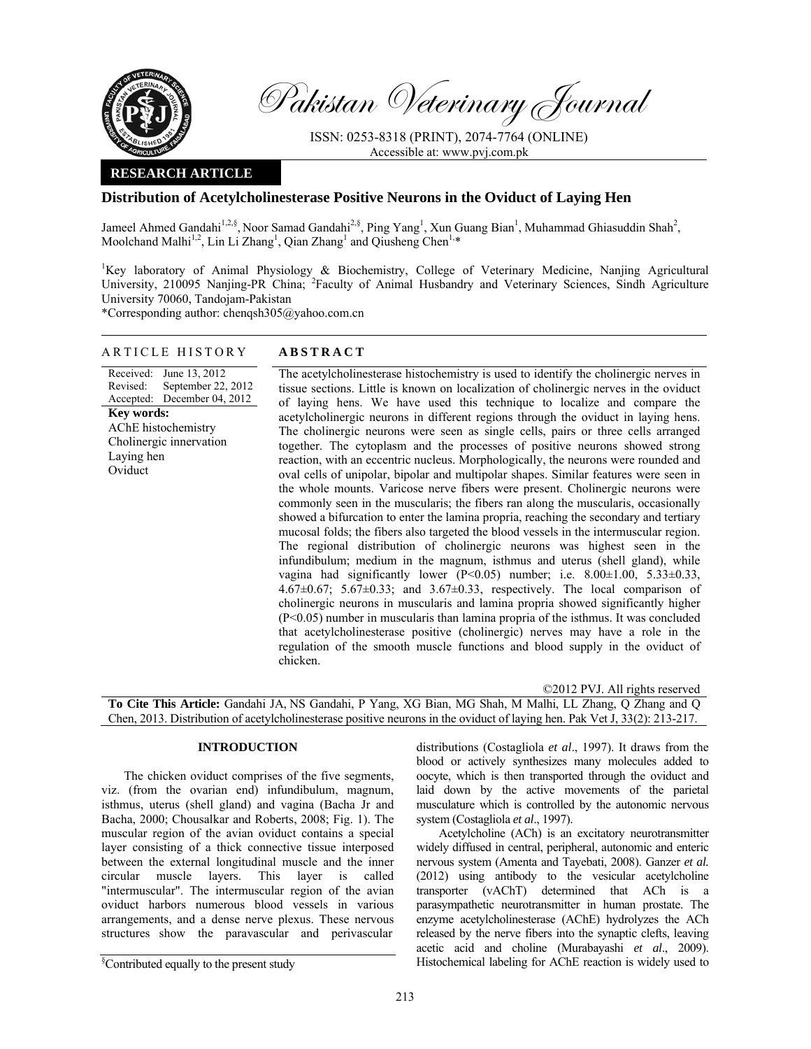# Pakistan Veterinary Journal

ISSN: 0253-8318 (PRINT), 2074-7764 (ONLINE)
Accessible at: www.pvj.com.pk

**RESEARCH ARTICLE**

## Distribution of Acetylcholinesterase Positive Neurons in the Oviduct of Laying Hen

Jameel Ahmed Gandahi[1,2,§], Noor Samad Gandahi[2,§], Ping Yang[1], Xun Guang Bian[1], Muhammad Ghiasuddin Shah[2], Moolchand Malhi[1,2], Lin Li Zhang[1], Qian Zhang[1] and Qiusheng Chen[1,*]

[1]Key laboratory of Animal Physiology & Biochemistry, College of Veterinary Medicine, Nanjing Agricultural University, 210095 Nanjing-PR China; [2]Faculty of Animal Husbandry and Veterinary Sciences, Sindh Agriculture University 70060, Tandojam-Pakistan

*Corresponding author: chenqsh305@yahoo.com.cn

### ARTICLE HISTORY

Received: June 13, 2012
Revised: September 22, 2012
Accepted: December 04, 2012

**Key words:**
AChE histochemistry
Cholinergic innervation
Laying hen
Oviduct

### ABSTRACT

The acetylcholinesterase histochemistry is used to identify the cholinergic nerves in tissue sections. Little is known on localization of cholinergic nerves in the oviduct of laying hens. We have used this technique to localize and compare the acetylcholinergic neurons in different regions through the oviduct in laying hens. The cholinergic neurons were seen as single cells, pairs or three cells arranged together. The cytoplasm and the processes of positive neurons showed strong reaction, with an eccentric nucleus. Morphologically, the neurons were rounded and oval cells of unipolar, bipolar and multipolar shapes. Similar features were seen in the whole mounts. Varicose nerve fibers were present. Cholinergic neurons were commonly seen in the muscularis; the fibers ran along the muscularis, occasionally showed a bifurcation to enter the lamina propria, reaching the secondary and tertiary mucosal folds; the fibers also targeted the blood vessels in the intermuscular region. The regional distribution of cholinergic neurons was highest seen in the infundibulum; medium in the magnum, isthmus and uterus (shell gland), while vagina had significantly lower ($P<0.05$) number; i.e. 8.00±1.00, 5.33±0.33, 4.67±0.67; 5.67±0.33; and 3.67±0.33, respectively. The local comparison of cholinergic neurons in muscularis and lamina propria showed significantly higher ($P<0.05$) number in muscularis than lamina propria of the isthmus. It was concluded that acetylcholinesterase positive (cholinergic) nerves may have a role in the regulation of the smooth muscle functions and blood supply in the oviduct of chicken.

©2012 PVJ. All rights reserved

**To Cite This Article:** Gandahi JA, NS Gandahi, P Yang, XG Bian, MG Shah, M Malhi, LL Zhang, Q Zhang and Q Chen, 2013. Distribution of acetylcholinesterase positive neurons in the oviduct of laying hen. Pak Vet J, 33(2): 213-217.

## INTRODUCTION

The chicken oviduct comprises of the five segments, viz. (from the ovarian end) infundibulum, magnum, isthmus, uterus (shell gland) and vagina (Bacha Jr and Bacha, 2000; Chousalkar and Roberts, 2008; Fig. 1). The muscular region of the avian oviduct contains a special layer consisting of a thick connective tissue interposed between the external longitudinal muscle and the inner circular muscle layers. This layer is called "intermuscular". The intermuscular region of the avian oviduct harbors numerous blood vessels in various arrangements, and a dense nerve plexus. These nervous structures show the paravascular and perivascular distributions (Costagliola *et al*., 1997). It draws from the blood or actively synthesizes many molecules added to oocyte, which is then transported through the oviduct and laid down by the active movements of the parietal musculature which is controlled by the autonomic nervous system (Costagliola *et al*., 1997).

Acetylcholine (ACh) is an excitatory neurotransmitter widely diffused in central, peripheral, autonomic and enteric nervous system (Amenta and Tayebati, 2008). Ganzer *et al.* (2012) using antibody to the vesicular acetylcholine transporter (vAChT) determined that ACh is a parasympathetic neurotransmitter in human prostate. The enzyme acetylcholinesterase (AChE) hydrolyzes the ACh released by the nerve fibers into the synaptic clefts, leaving acetic acid and choline (Murabayashi *et al*., 2009). Histochemical labeling for AChE reaction is widely used to

[§]Contributed equally to the present study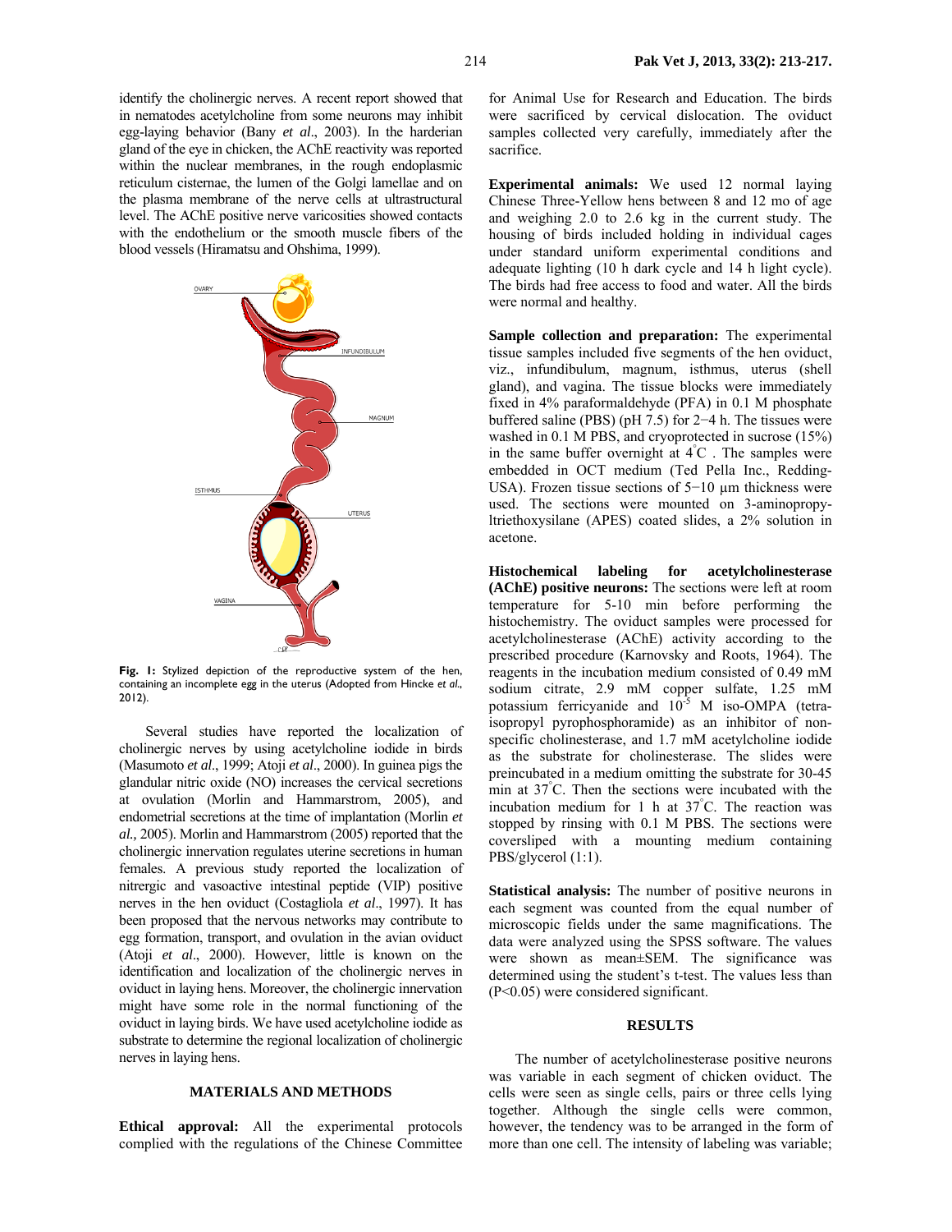identify the cholinergic nerves. A recent report showed that in nematodes acetylcholine from some neurons may inhibit egg-laying behavior (Bany *et al*., 2003). In the harderian gland of the eye in chicken, the AChE reactivity was reported within the nuclear membranes, in the rough endoplasmic reticulum cisternae, the lumen of the Golgi lamellae and on the plasma membrane of the nerve cells at ultrastructural level. The AChE positive nerve varicosities showed contacts with the endothelium or the smooth muscle fibers of the blood vessels (Hiramatsu and Ohshima, 1999).

**Fig. 1:** Stylized depiction of the reproductive system of the hen, containing an incomplete egg in the uterus (Adopted from Hincke *et al*., 2012).

Several studies have reported the localization of cholinergic nerves by using acetylcholine iodide in birds (Masumoto *et al*., 1999; Atoji *et al*., 2000). In guinea pigs the glandular nitric oxide (NO) increases the cervical secretions at ovulation (Morlin and Hammarstrom, 2005), and endometrial secretions at the time of implantation (Morlin *et al.,* 2005). Morlin and Hammarstrom (2005) reported that the cholinergic innervation regulates uterine secretions in human females. A previous study reported the localization of nitrergic and vasoactive intestinal peptide (VIP) positive nerves in the hen oviduct (Costagliola *et al*., 1997). It has been proposed that the nervous networks may contribute to egg formation, transport, and ovulation in the avian oviduct (Atoji *et al*., 2000). However, little is known on the identification and localization of the cholinergic nerves in oviduct in laying hens. Moreover, the cholinergic innervation might have some role in the normal functioning of the oviduct in laying birds. We have used acetylcholine iodide as substrate to determine the regional localization of cholinergic nerves in laying hens.

## MATERIALS AND METHODS

**Ethical approval:** All the experimental protocols complied with the regulations of the Chinese Committee for Animal Use for Research and Education. The birds were sacrificed by cervical dislocation. The oviduct samples collected very carefully, immediately after the sacrifice.

**Experimental animals:** We used 12 normal laying Chinese Three-Yellow hens between 8 and 12 mo of age and weighing 2.0 to 2.6 kg in the current study. The housing of birds included holding in individual cages under standard uniform experimental conditions and adequate lighting (10 h dark cycle and 14 h light cycle). The birds had free access to food and water. All the birds were normal and healthy.

**Sample collection and preparation:** The experimental tissue samples included five segments of the hen oviduct, viz., infundibulum, magnum, isthmus, uterus (shell gland), and vagina. The tissue blocks were immediately fixed in 4% paraformaldehyde (PFA) in 0.1 M phosphate buffered saline (PBS) (pH 7.5) for 2−4 h. The tissues were washed in 0.1 M PBS, and cryoprotected in sucrose (15%) in the same buffer overnight at $4^{\circ}$C . The samples were embedded in OCT medium (Ted Pella Inc., Redding-USA). Frozen tissue sections of 5−10 µm thickness were used. The sections were mounted on 3-aminopropy-ltriethoxysilane (APES) coated slides, a 2% solution in acetone.

**Histochemical labeling for acetylcholinesterase (AChE) positive neurons:** The sections were left at room temperature for 5-10 min before performing the histochemistry. The oviduct samples were processed for acetylcholinesterase (AChE) activity according to the prescribed procedure (Karnovsky and Roots, 1964). The reagents in the incubation medium consisted of 0.49 mM sodium citrate, 2.9 mM copper sulfate, 1.25 mM potassium ferricyanide and $10^{-5}$ M iso-OMPA (tetra-isopropyl pyrophosphoramide) as an inhibitor of non-specific cholinesterase, and 1.7 mM acetylcholine iodide as the substrate for cholinesterase. The slides were preincubated in a medium omitting the substrate for 30-45 min at $37^{\circ}$C. Then the sections were incubated with the incubation medium for 1 h at $37^{\circ}$C. The reaction was stopped by rinsing with 0.1 M PBS. The sections were coversliped with a mounting medium containing PBS/glycerol (1:1).

**Statistical analysis:** The number of positive neurons in each segment was counted from the equal number of microscopic fields under the same magnifications. The data were analyzed using the SPSS software. The values were shown as mean±SEM. The significance was determined using the student's t-test. The values less than ($P<0.05$) were considered significant.

## RESULTS

The number of acetylcholinesterase positive neurons was variable in each segment of chicken oviduct. The cells were seen as single cells, pairs or three cells lying together. Although the single cells were common, however, the tendency was to be arranged in the form of more than one cell. The intensity of labeling was variable;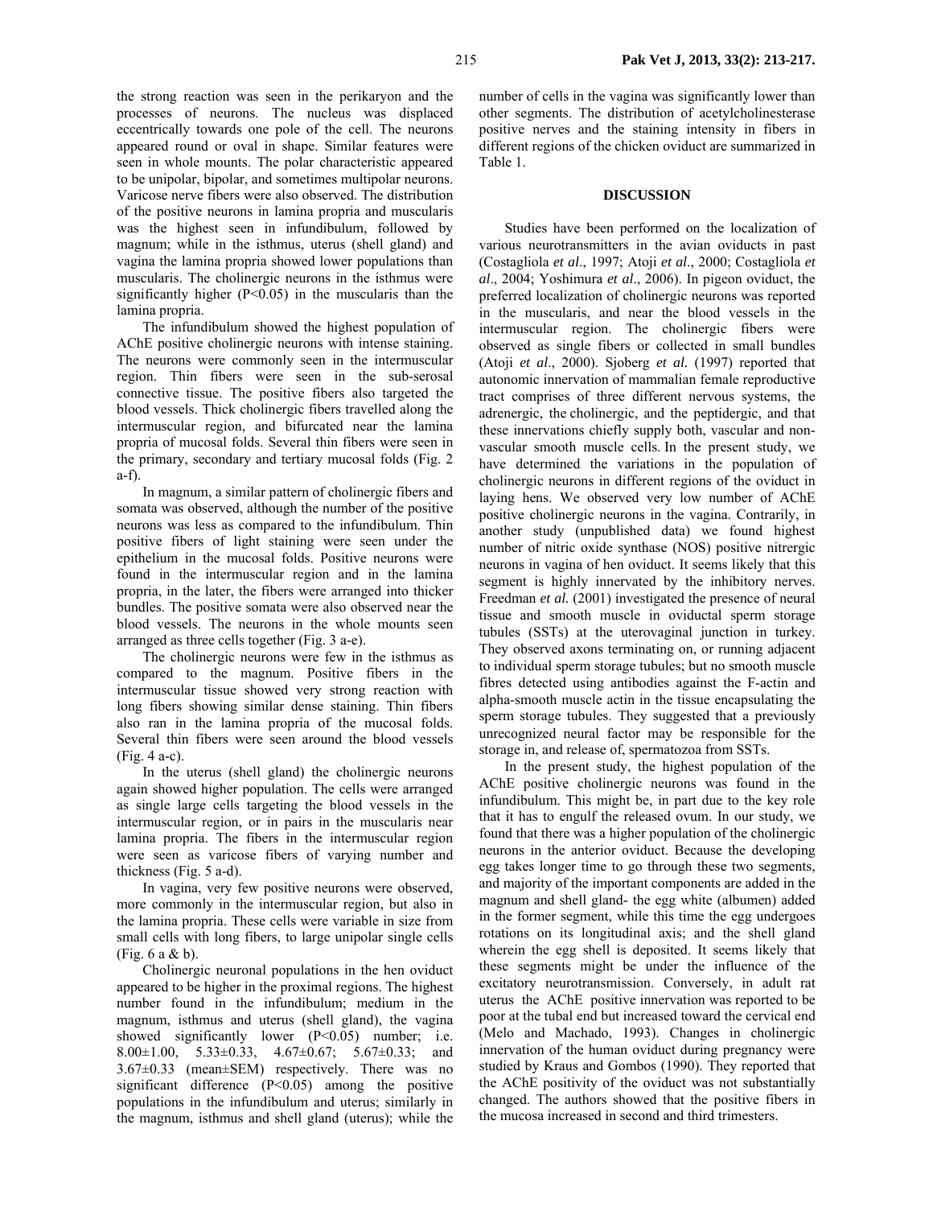the strong reaction was seen in the perikaryon and the processes of neurons. The nucleus was displaced eccentrically towards one pole of the cell. The neurons appeared round or oval in shape. Similar features were seen in whole mounts. The polar characteristic appeared to be unipolar, bipolar, and sometimes multipolar neurons. Varicose nerve fibers were also observed. The distribution of the positive neurons in lamina propria and muscularis was the highest seen in infundibulum, followed by magnum; while in the isthmus, uterus (shell gland) and vagina the lamina propria showed lower populations than muscularis. The cholinergic neurons in the isthmus were significantly higher ($P<0.05$) in the muscularis than the lamina propria.

The infundibulum showed the highest population of AChE positive cholinergic neurons with intense staining. The neurons were commonly seen in the intermuscular region. Thin fibers were seen in the sub-serosal connective tissue. The positive fibers also targeted the blood vessels. Thick cholinergic fibers travelled along the intermuscular region, and bifurcated near the lamina propria of mucosal folds. Several thin fibers were seen in the primary, secondary and tertiary mucosal folds (Fig. 2 a-f).

In magnum, a similar pattern of cholinergic fibers and somata was observed, although the number of the positive neurons was less as compared to the infundibulum. Thin positive fibers of light staining were seen under the epithelium in the mucosal folds. Positive neurons were found in the intermuscular region and in the lamina propria, in the later, the fibers were arranged into thicker bundles. The positive somata were also observed near the blood vessels. The neurons in the whole mounts seen arranged as three cells together (Fig. 3 a-e).

The cholinergic neurons were few in the isthmus as compared to the magnum. Positive fibers in the intermuscular tissue showed very strong reaction with long fibers showing similar dense staining. Thin fibers also ran in the lamina propria of the mucosal folds. Several thin fibers were seen around the blood vessels (Fig. 4 a-c).

In the uterus (shell gland) the cholinergic neurons again showed higher population. The cells were arranged as single large cells targeting the blood vessels in the intermuscular region, or in pairs in the muscularis near lamina propria. The fibers in the intermuscular region were seen as varicose fibers of varying number and thickness (Fig. 5 a-d).

In vagina, very few positive neurons were observed, more commonly in the intermuscular region, but also in the lamina propria. These cells were variable in size from small cells with long fibers, to large unipolar single cells (Fig. 6 a & b).

Cholinergic neuronal populations in the hen oviduct appeared to be higher in the proximal regions. The highest number found in the infundibulum; medium in the magnum, isthmus and uterus (shell gland), the vagina showed significantly lower ($P<0.05$) number; i.e. $8.00\pm1.00$, $5.33\pm0.33$, $4.67\pm0.67$; $5.67\pm0.33$; and $3.67\pm0.33$ (mean±SEM) respectively. There was no significant difference ($P<0.05$) among the positive populations in the infundibulum and uterus; similarly in the magnum, isthmus and shell gland (uterus); while the number of cells in the vagina was significantly lower than other segments. The distribution of acetylcholinesterase positive nerves and the staining intensity in fibers in different regions of the chicken oviduct are summarized in Table 1.

## DISCUSSION

Studies have been performed on the localization of various neurotransmitters in the avian oviducts in past (Costagliola *et al*., 1997; Atoji *et al*., 2000; Costagliola *et al*., 2004; Yoshimura *et al*., 2006). In pigeon oviduct, the preferred localization of cholinergic neurons was reported in the muscularis, and near the blood vessels in the intermuscular region. The cholinergic fibers were observed as single fibers or collected in small bundles (Atoji *et al*., 2000). Sjoberg *et al.* (1997) reported that autonomic innervation of mammalian female reproductive tract comprises of three different nervous systems, the adrenergic, the cholinergic, and the peptidergic, and that these innervations chiefly supply both, vascular and non-vascular smooth muscle cells. In the present study, we have determined the variations in the population of cholinergic neurons in different regions of the oviduct in laying hens. We observed very low number of AChE positive cholinergic neurons in the vagina. Contrarily, in another study (unpublished data) we found highest number of nitric oxide synthase (NOS) positive nitrergic neurons in vagina of hen oviduct. It seems likely that this segment is highly innervated by the inhibitory nerves. Freedman *et al.* (2001) investigated the presence of neural tissue and smooth muscle in oviductal sperm storage tubules (SSTs) at the uterovaginal junction in turkey. They observed axons terminating on, or running adjacent to individual sperm storage tubules; but no smooth muscle fibres detected using antibodies against the F-actin and alpha-smooth muscle actin in the tissue encapsulating the sperm storage tubules. They suggested that a previously unrecognized neural factor may be responsible for the storage in, and release of, spermatozoa from SSTs.

In the present study, the highest population of the AChE positive cholinergic neurons was found in the infundibulum. This might be, in part due to the key role that it has to engulf the released ovum. In our study, we found that there was a higher population of the cholinergic neurons in the anterior oviduct. Because the developing egg takes longer time to go through these two segments, and majority of the important components are added in the magnum and shell gland- the egg white (albumen) added in the former segment, while this time the egg undergoes rotations on its longitudinal axis; and the shell gland wherein the egg shell is deposited. It seems likely that these segments might be under the influence of the excitatory neurotransmission. Conversely, in adult rat uterus the AChE positive innervation was reported to be poor at the tubal end but increased toward the cervical end (Melo and Machado, 1993). Changes in cholinergic innervation of the human oviduct during pregnancy were studied by Kraus and Gombos (1990). They reported that the AChE positivity of the oviduct was not substantially changed. The authors showed that the positive fibers in the mucosa increased in second and third trimesters.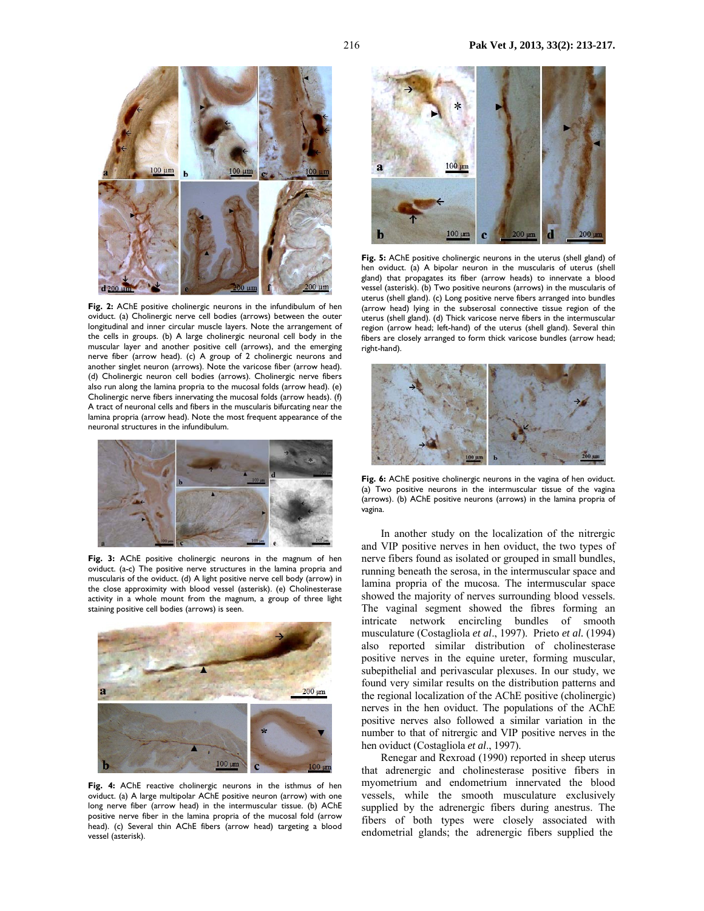**Fig. 2:** AChE positive cholinergic neurons in the infundibulum of hen oviduct. (a) Cholinergic nerve cell bodies (arrows) between the outer longitudinal and inner circular muscle layers. Note the arrangement of the cells in groups. (b) A large cholinergic neuronal cell body in the muscular layer and another positive cell (arrows), and the emerging nerve fiber (arrow head). (c) A group of 2 cholinergic neurons and another singlet neuron (arrows). Note the varicose fiber (arrow head). (d) Cholinergic neuron cell bodies (arrows). Cholinergic nerve fibers also run along the lamina propria to the mucosal folds (arrow head). (e) Cholinergic nerve fibers innervating the mucosal folds (arrow heads). (f) A tract of neuronal cells and fibers in the muscularis bifurcating near the lamina propria (arrow head). Note the most frequent appearance of the neuronal structures in the infundibulum.

**Fig. 3:** AChE positive cholinergic neurons in the magnum of hen oviduct. (a-c) The positive nerve structures in the lamina propria and muscularis of the oviduct. (d) A light positive nerve cell body (arrow) in the close approximity with blood vessel (asterisk). (e) Cholinesterase activity in a whole mount from the magnum, a group of three light staining positive cell bodies (arrows) is seen.

**Fig. 4:** AChE reactive cholinergic neurons in the isthmus of hen oviduct. (a) A large multipolar AChE positive neuron (arrow) with one long nerve fiber (arrow head) in the intermuscular tissue. (b) AChE positive nerve fiber in the lamina propria of the mucosal fold (arrow head). (c) Several thin AChE fibers (arrow head) targeting a blood vessel (asterisk).

**Fig. 5:** AChE positive cholinergic neurons in the uterus (shell gland) of hen oviduct. (a) A bipolar neuron in the muscularis of uterus (shell gland) that propagates its fiber (arrow heads) to innervate a blood vessel (asterisk). (b) Two positive neurons (arrows) in the muscularis of uterus (shell gland). (c) Long positive nerve fibers arranged into bundles (arrow head) lying in the subserosal connective tissue region of the uterus (shell gland). (d) Thick varicose nerve fibers in the intermuscular region (arrow head; left-hand) of the uterus (shell gland). Several thin fibers are closely arranged to form thick varicose bundles (arrow head; right-hand).

**Fig. 6:** AChE positive cholinergic neurons in the vagina of hen oviduct. (a) Two positive neurons in the intermuscular tissue of the vagina (arrows). (b) AChE positive neurons (arrows) in the lamina propria of vagina.

In another study on the localization of the nitrergic and VIP positive nerves in hen oviduct, the two types of nerve fibers found as isolated or grouped in small bundles, running beneath the serosa, in the intermuscular space and lamina propria of the mucosa. The intermuscular space showed the majority of nerves surrounding blood vessels. The vaginal segment showed the fibres forming an intricate network encircling bundles of smooth musculature (Costagliola *et al*., 1997). Prieto *et al.* (1994) also reported similar distribution of cholinesterase positive nerves in the equine ureter, forming muscular, subepithelial and perivascular plexuses. In our study, we found very similar results on the distribution patterns and the regional localization of the AChE positive (cholinergic) nerves in the hen oviduct. The populations of the AChE positive nerves also followed a similar variation in the number to that of nitrergic and VIP positive nerves in the hen oviduct (Costagliola *et al*., 1997).

Renegar and Rexroad (1990) reported in sheep uterus that adrenergic and cholinesterase positive fibers in myometrium and endometrium innervated the blood vessels, while the smooth musculature exclusively supplied by the adrenergic fibers during anestrus. The fibers of both types were closely associated with endometrial glands; the adrenergic fibers supplied the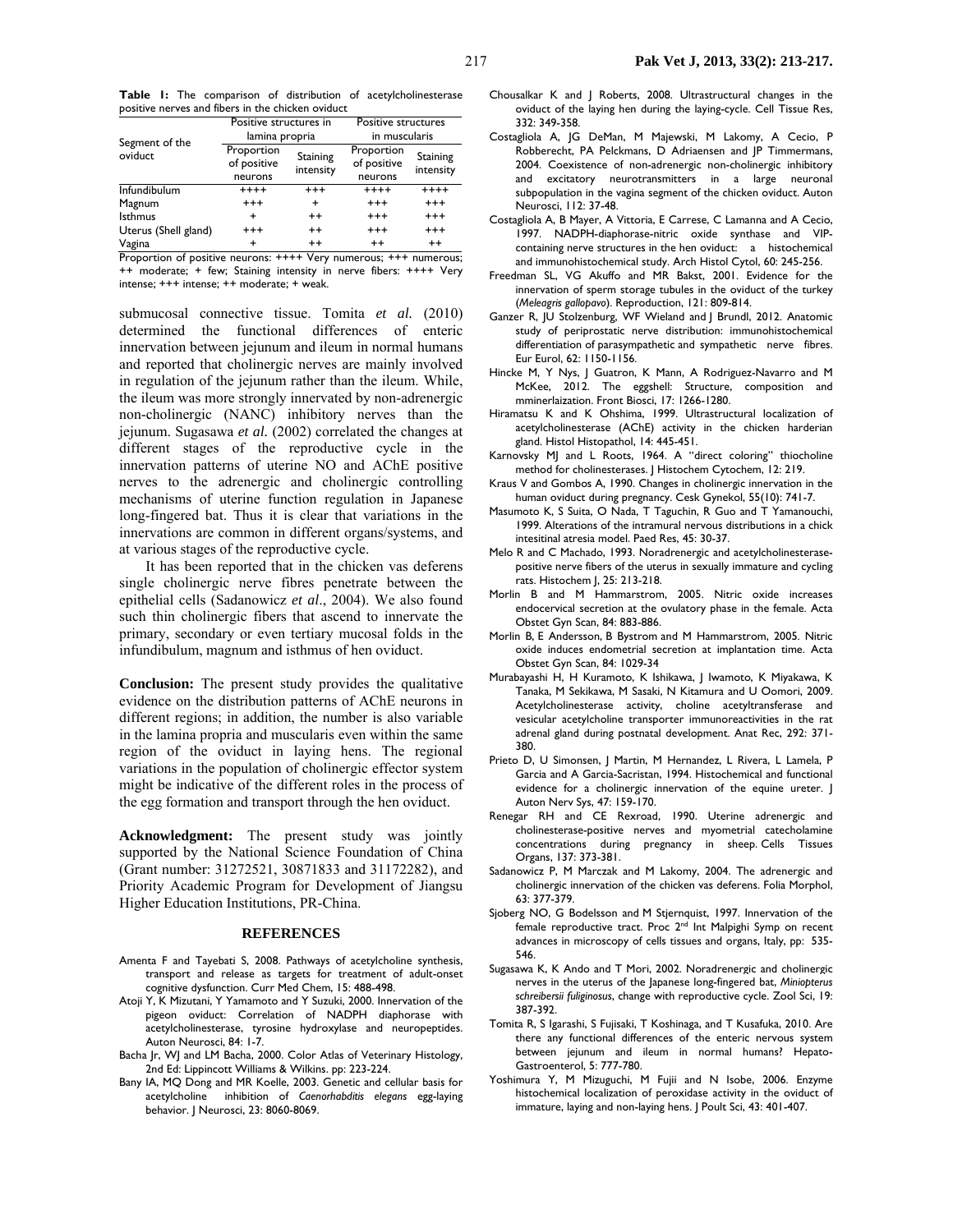**Table 1:** The comparison of distribution of acetylcholinesterase positive nerves and fibers in the chicken oviduct

| Segment of the oviduct | Positive structures in lamina propria | | Positive structures in muscularis | |
|---|---|---|---|---|
| | Proportion of positive neurons | Staining intensity | Proportion of positive neurons | Staining intensity |
| Infundibulum | ++++ | +++ | ++++ | ++++ |
| Magnum | +++ | + | +++ | +++ |
| Isthmus | + | ++ | +++ | +++ |
| Uterus (Shell gland) | +++ | ++ | +++ | +++ |
| Vagina | + | ++ | ++ | ++ |

Proportion of positive neurons: ++++ Very numerous; +++ numerous; ++ moderate; + few; Staining intensity in nerve fibers: ++++ Very intense; +++ intense; ++ moderate; + weak.

submucosal connective tissue. Tomita *et al.* (2010) determined the functional differences of enteric innervation between jejunum and ileum in normal humans and reported that cholinergic nerves are mainly involved in regulation of the jejunum rather than the ileum. While, the ileum was more strongly innervated by non-adrenergic non-cholinergic (NANC) inhibitory nerves than the jejunum. Sugasawa *et al.* (2002) correlated the changes at different stages of the reproductive cycle in the innervation patterns of uterine NO and AChE positive nerves to the adrenergic and cholinergic controlling mechanisms of uterine function regulation in Japanese long-fingered bat. Thus it is clear that variations in the innervations are common in different organs/systems, and at various stages of the reproductive cycle.

It has been reported that in the chicken vas deferens single cholinergic nerve fibres penetrate between the epithelial cells (Sadanowicz *et al*., 2004). We also found such thin cholinergic fibers that ascend to innervate the primary, secondary or even tertiary mucosal folds in the infundibulum, magnum and isthmus of hen oviduct.

**Conclusion:** The present study provides the qualitative evidence on the distribution patterns of AChE neurons in different regions; in addition, the number is also variable in the lamina propria and muscularis even within the same region of the oviduct in laying hens. The regional variations in the population of cholinergic effector system might be indicative of the different roles in the process of the egg formation and transport through the hen oviduct.

**Acknowledgment:** The present study was jointly supported by the National Science Foundation of China (Grant number: 31272521, 30871833 and 31172282), and Priority Academic Program for Development of Jiangsu Higher Education Institutions, PR-China.

## REFERENCES

Amenta F and Tayebati S, 2008. Pathways of acetylcholine synthesis, transport and release as targets for treatment of adult-onset cognitive dysfunction. Curr Med Chem, 15: 488-498.

Atoji Y, K Mizutani, Y Yamamoto and Y Suzuki, 2000. Innervation of the pigeon oviduct: Correlation of NADPH diaphorase with acetylcholinesterase, tyrosine hydroxylase and neuropeptides. Auton Neurosci, 84: 1-7.

Bacha Jr, WJ and LM Bacha, 2000. Color Atlas of Veterinary Histology, 2nd Ed: Lippincott Williams & Wilkins. pp: 223-224.

Bany IA, MQ Dong and MR Koelle, 2003. Genetic and cellular basis for acetylcholine inhibition of *Caenorhabditis elegans* egg-laying behavior. J Neurosci, 23: 8060-8069.

Chousalkar K and J Roberts, 2008. Ultrastructural changes in the oviduct of the laying hen during the laying-cycle. Cell Tissue Res, 332: 349-358.

Costagliola A, JG DeMan, M Majewski, M Lakomy, A Cecio, P Robberecht, PA Pelckmans, D Adriaensen and JP Timmermans, 2004. Coexistence of non-adrenergic non-cholinergic inhibitory and excitatory neurotransmitters in a large neuronal subpopulation in the vagina segment of the chicken oviduct. Auton Neurosci, 112: 37-48.

Costagliola A, B Mayer, A Vittoria, E Carrese, C Lamanna and A Cecio, 1997. NADPH-diaphorase-nitric oxide synthase and VIP-containing nerve structures in the hen oviduct: a histochemical and immunohistochemical study. Arch Histol Cytol, 60: 245-256.

Freedman SL, VG Akuffo and MR Bakst, 2001. Evidence for the innervation of sperm storage tubules in the oviduct of the turkey (*Meleagris gallopavo*). Reproduction, 121: 809-814.

Ganzer R, JU Stolzenburg, WF Wieland and J Brundl, 2012. Anatomic study of periprostatic nerve distribution: immunohistochemical differentiation of parasympathetic and sympathetic nerve fibres. Eur Eurol, 62: 1150-1156.

Hincke M, Y Nys, J Guatron, K Mann, A Rodriguez-Navarro and M McKee, 2012. The eggshell: Structure, composition and mminerlaization. Front Biosci, 17: 1266-1280.

Hiramatsu K and K Ohshima, 1999. Ultrastructural localization of acetylcholinesterase (AChE) activity in the chicken harderian gland. Histol Histopathol, 14: 445-451.

Karnovsky MJ and L Roots, 1964. A "direct coloring" thiocholine method for cholinesterases. J Histochem Cytochem, 12: 219.

Kraus V and Gombos A, 1990. Changes in cholinergic innervation in the human oviduct during pregnancy. Cesk Gynekol, 55(10): 741-7.

Masumoto K, S Suita, O Nada, T Taguchin, R Guo and T Yamanouchi, 1999. Alterations of the intramural nervous distributions in a chick intesitinal atresia model. Paed Res, 45: 30-37.

Melo R and C Machado, 1993. Noradrenergic and acetylcholinesterase-positive nerve fibers of the uterus in sexually immature and cycling rats. Histochem J, 25: 213-218.

Morlin B and M Hammarstrom, 2005. Nitric oxide increases endocervical secretion at the ovulatory phase in the female. Acta Obstet Gyn Scan, 84: 883-886.

Morlin B, E Andersson, B Bystrom and M Hammarstrom, 2005. Nitric oxide induces endometrial secretion at implantation time. Acta Obstet Gyn Scan, 84: 1029-34

Murabayashi H, H Kuramoto, K Ishikawa, J Iwamoto, K Miyakawa, K Tanaka, M Sekikawa, M Sasaki, N Kitamura and U Oomori, 2009. Acetylcholinesterase activity, choline acetyltransferase and vesicular acetylcholine transporter immunoreactivities in the rat adrenal gland during postnatal development. Anat Rec, 292: 371-380.

Prieto D, U Simonsen, J Martin, M Hernandez, L Rivera, L Lamela, P Garcia and A Garcia-Sacristan, 1994. Histochemical and functional evidence for a cholinergic innervation of the equine ureter. J Auton Nerv Sys, 47: 159-170.

Renegar RH and CE Rexroad, 1990. Uterine adrenergic and cholinesterase-positive nerves and myometrial catecholamine concentrations during pregnancy in sheep. Cells Tissues Organs, 137: 373-381.

Sadanowicz P, M Marczak and M Lakomy, 2004. The adrenergic and cholinergic innervation of the chicken vas deferens. Folia Morphol, 63: 377-379.

Sjoberg NO, G Bodelsson and M Stjernquist, 1997. Innervation of the female reproductive tract. Proc 2nd Int Malpighi Symp on recent advances in microscopy of cells tissues and organs, Italy, pp: 535-546.

Sugasawa K, K Ando and T Mori, 2002. Noradrenergic and cholinergic nerves in the uterus of the Japanese long-fingered bat, *Miniopterus schreibersii fuliginosus*, change with reproductive cycle. Zool Sci, 19: 387-392.

Tomita R, S Igarashi, S Fujisaki, T Koshinaga, and T Kusafuka, 2010. Are there any functional differences of the enteric nervous system between jejunum and ileum in normal humans? Hepato-Gastroenterol, 5: 777-780.

Yoshimura Y, M Mizuguchi, M Fujii and N Isobe, 2006. Enzyme histochemical localization of peroxidase activity in the oviduct of immature, laying and non-laying hens. J Poult Sci, 43: 401-407.